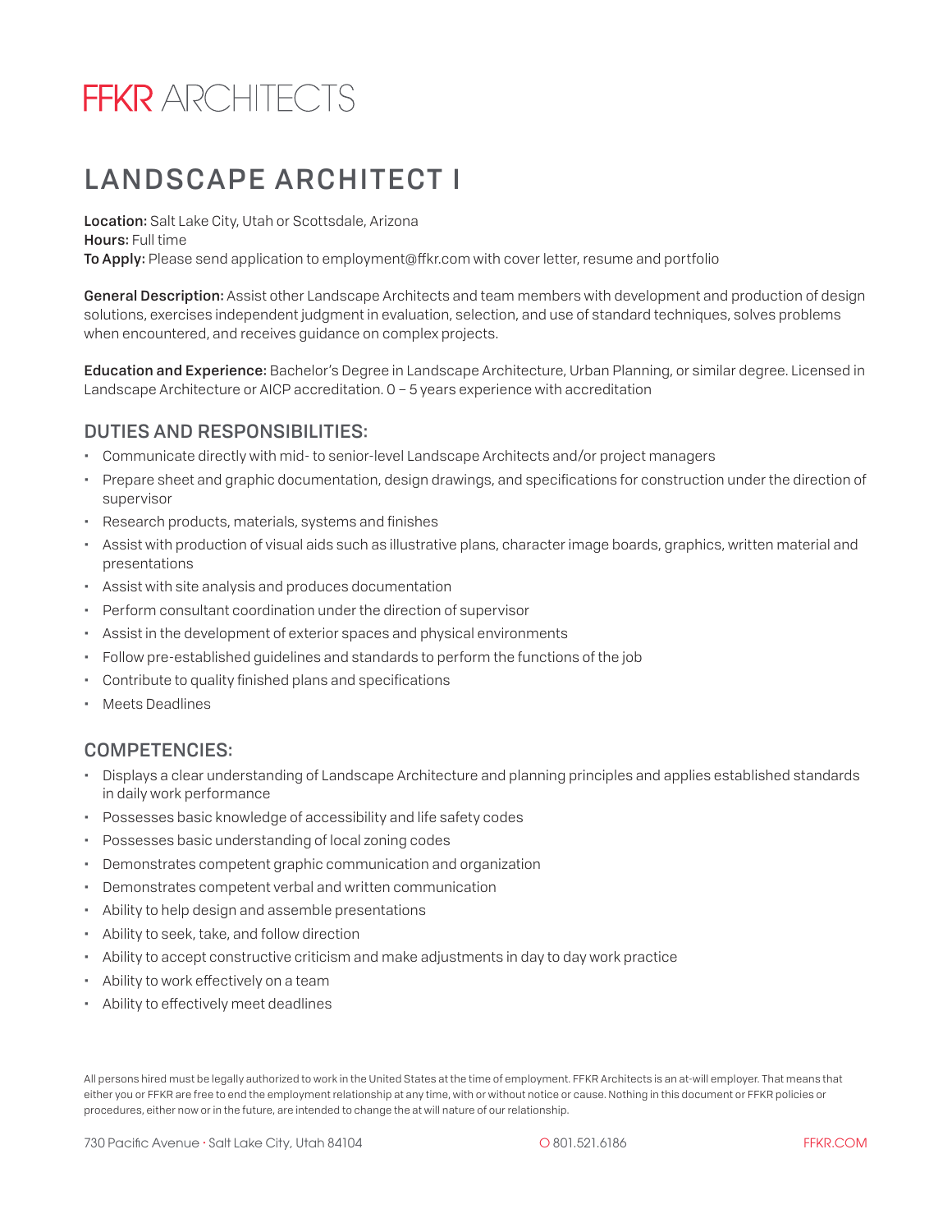# FFKR ARCHITECTS

## LANDSCAPE ARCHITECT I

**Location:** Salt Lake City, Utah or Scottsdale, Arizona
**Hours:** Full time
**To Apply:** Please send application to employment@ffkr.com with cover letter, resume and portfolio

**General Description:** Assist other Landscape Architects and team members with development and production of design solutions, exercises independent judgment in evaluation, selection, and use of standard techniques, solves problems when encountered, and receives guidance on complex projects.

**Education and Experience:** Bachelor's Degree in Landscape Architecture, Urban Planning, or similar degree. Licensed in Landscape Architecture or AICP accreditation. 0 – 5 years experience with accreditation

### DUTIES AND RESPONSIBILITIES:

- Communicate directly with mid- to senior-level Landscape Architects and/or project managers
- Prepare sheet and graphic documentation, design drawings, and specifications for construction under the direction of supervisor
- Research products, materials, systems and finishes
- Assist with production of visual aids such as illustrative plans, character image boards, graphics, written material and presentations
- Assist with site analysis and produces documentation
- Perform consultant coordination under the direction of supervisor
- Assist in the development of exterior spaces and physical environments
- Follow pre-established guidelines and standards to perform the functions of the job
- Contribute to quality finished plans and specifications
- Meets Deadlines

### COMPETENCIES:

- Displays a clear understanding of Landscape Architecture and planning principles and applies established standards in daily work performance
- Possesses basic knowledge of accessibility and life safety codes
- Possesses basic understanding of local zoning codes
- Demonstrates competent graphic communication and organization
- Demonstrates competent verbal and written communication
- Ability to help design and assemble presentations
- Ability to seek, take, and follow direction
- Ability to accept constructive criticism and make adjustments in day to day work practice
- Ability to work effectively on a team
- Ability to effectively meet deadlines

All persons hired must be legally authorized to work in the United States at the time of employment. FFKR Architects is an at-will employer. That means that either you or FFKR are free to end the employment relationship at any time, with or without notice or cause. Nothing in this document or FFKR policies or procedures, either now or in the future, are intended to change the at will nature of our relationship.

730 Pacific Avenue · Salt Lake City, Utah 84104 O 801.521.6186 FFKR.COM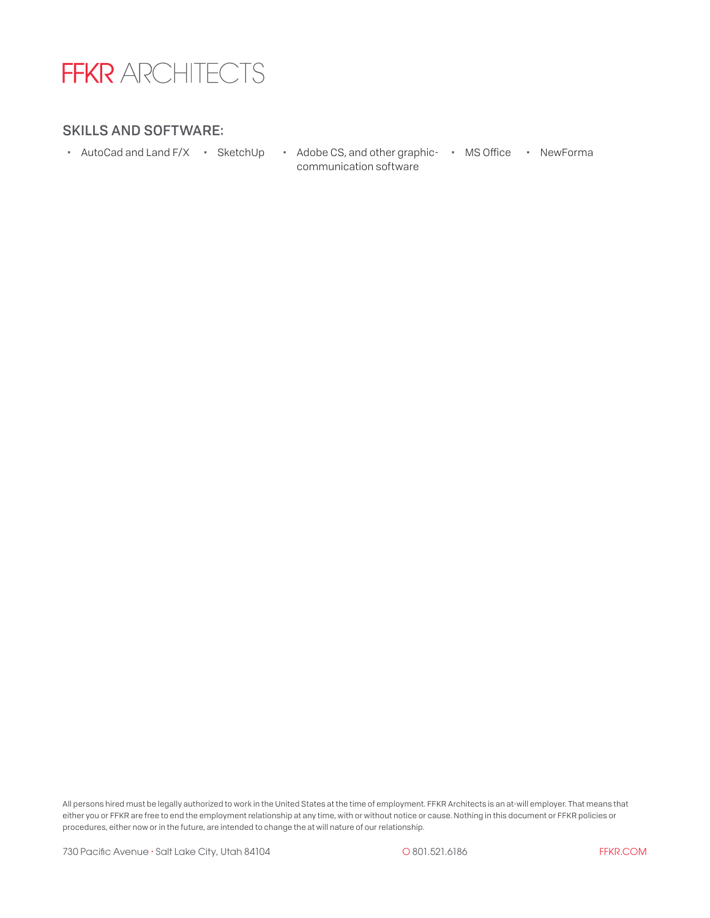FFKR ARCHITECTS

## SKILLS AND SOFTWARE:

- AutoCad and Land F/X
- SketchUp
- Adobe CS, and other graphic-communication software
- MS Office
- NewForma

All persons hired must be legally authorized to work in the United States at the time of employment. FFKR Architects is an at-will employer. That means that either you or FFKR are free to end the employment relationship at any time, with or without notice or cause. Nothing in this document or FFKR policies or procedures, either now or in the future, are intended to change the at will nature of our relationship.

730 Pacific Avenue · Salt Lake City, Utah 84104    O 801.521.6186    FFKR.COM